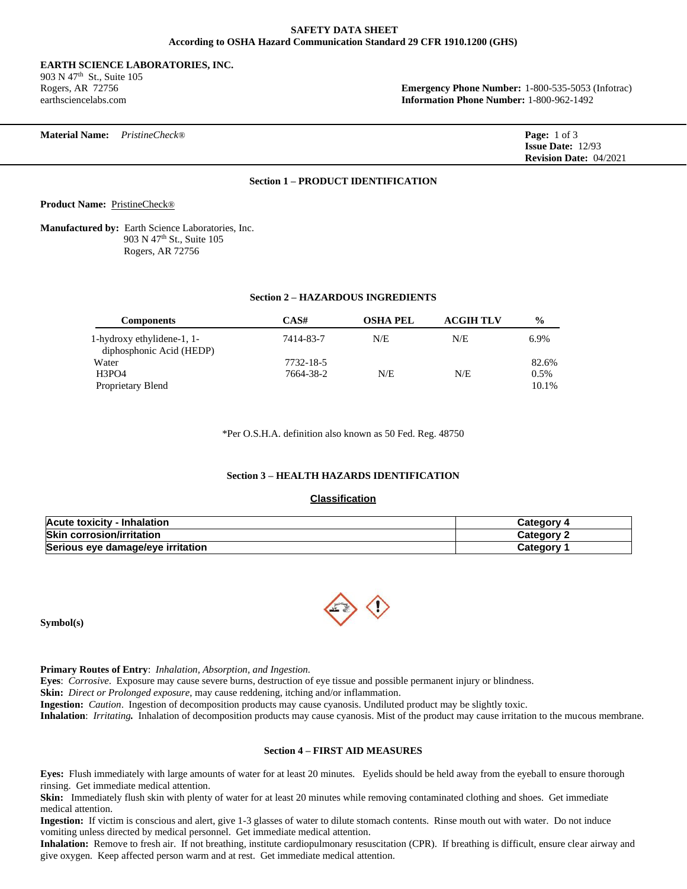**SAFETY DATA SHEET**
**According to OSHA Hazard Communication Standard 29 CFR 1910.1200 (GHS)**

**EARTH SCIENCE LABORATORIES, INC.**
903 N 47th St., Suite 105
Rogers, AR 72756
earthsciencelabs.com

**Emergency Phone Number:** 1-800-535-5053 (Infotrac)
**Information Phone Number:** 1-800-962-1492

**Material Name:** *PristineCheck®*

**Issue Date:** 12/93
**Revision Date:** 04/2021

## Section 1 – PRODUCT IDENTIFICATION

**Product Name:** PristineCheck®

**Manufactured by:** Earth Science Laboratories, Inc.
903 N 47th St., Suite 105
Rogers, AR 72756

## Section 2 – HAZARDOUS INGREDIENTS

| Components | CAS# | OSHA PEL | ACGIH TLV | % |
|---|---|---|---|---|
| 1-hydroxy ethylidene-1, 1-diphosphonic Acid (HEDP) | 7414-83-7 | N/E | N/E | 6.9% |
| Water | 7732-18-5 | | | 82.6% |
| $H_3PO_4$ | 7664-38-2 | N/E | N/E | 0.5% |
| Proprietary Blend | | | | 10.1% |

*Per O.S.H.A. definition also known as 50 Fed. Reg. 48750

## Section 3 – HEALTH HAZARDS IDENTIFICATION

**Classification**

| Acute toxicity - Inhalation | Category 4 |
|---|---|
| Skin corrosion/irritation | Category 2 |
| Serious eye damage/eye irritation | Category 1 |

**Symbol(s)**

**Primary Routes of Entry**: *Inhalation, Absorption, and Ingestion.*
**Eyes**: *Corrosive*. Exposure may cause severe burns, destruction of eye tissue and possible permanent injury or blindness.
**Skin:** *Direct or Prolonged exposure,* may cause reddening, itching and/or inflammation.
**Ingestion:** *Caution*. Ingestion of decomposition products may cause cyanosis. Undiluted product may be slightly toxic.
**Inhalation**: *Irritating.* Inhalation of decomposition products may cause cyanosis. Mist of the product may cause irritation to the mucous membrane.

## Section 4 – FIRST AID MEASURES

**Eyes:** Flush immediately with large amounts of water for at least 20 minutes. Eyelids should be held away from the eyeball to ensure thorough rinsing. Get immediate medical attention.
**Skin:** Immediately flush skin with plenty of water for at least 20 minutes while removing contaminated clothing and shoes. Get immediate medical attention.
**Ingestion:** If victim is conscious and alert, give 1-3 glasses of water to dilute stomach contents. Rinse mouth out with water. Do not induce vomiting unless directed by medical personnel. Get immediate medical attention.
**Inhalation:** Remove to fresh air. If not breathing, institute cardiopulmonary resuscitation (CPR). If breathing is difficult, ensure clear airway and give oxygen. Keep affected person warm and at rest. Get immediate medical attention.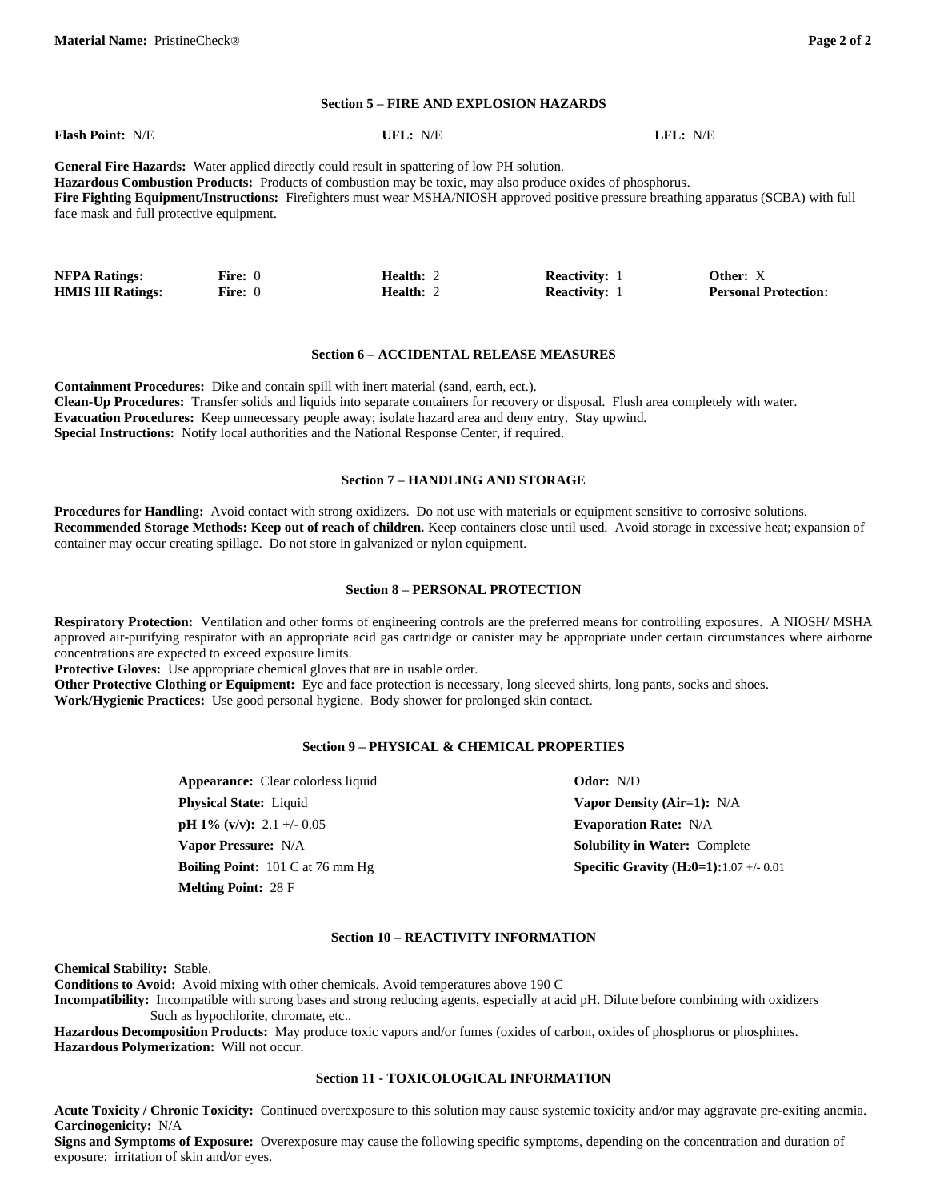## Section 5 – FIRE AND EXPLOSION HAZARDS

**Flash Point:** N/E **UFL:** N/E **LFL:** N/E

**General Fire Hazards:** Water applied directly could result in spattering of low PH solution.
**Hazardous Combustion Products:** Products of combustion may be toxic, may also produce oxides of phosphorus.
**Fire Fighting Equipment/Instructions:** Firefighters must wear MSHA/NIOSH approved positive pressure breathing apparatus (SCBA) with full face mask and full protective equipment.

| | | | | |
|---|---|---|---|---|
| **NFPA Ratings:** | **Fire:** 0 | **Health:** 2 | **Reactivity:** 1 | **Other:** X |
| **HMIS III Ratings:** | **Fire:** 0 | **Health:** 2 | **Reactivity:** 1 | **Personal Protection:** |

## Section 6 – ACCIDENTAL RELEASE MEASURES

**Containment Procedures:** Dike and contain spill with inert material (sand, earth, ect.).
**Clean-Up Procedures:** Transfer solids and liquids into separate containers for recovery or disposal. Flush area completely with water.
**Evacuation Procedures:** Keep unnecessary people away; isolate hazard area and deny entry. Stay upwind.
**Special Instructions:** Notify local authorities and the National Response Center, if required.

## Section 7 – HANDLING AND STORAGE

**Procedures for Handling:** Avoid contact with strong oxidizers. Do not use with materials or equipment sensitive to corrosive solutions.
**Recommended Storage Methods: Keep out of reach of children.** Keep containers close until used. Avoid storage in excessive heat; expansion of container may occur creating spillage. Do not store in galvanized or nylon equipment.

## Section 8 – PERSONAL PROTECTION

**Respiratory Protection:** Ventilation and other forms of engineering controls are the preferred means for controlling exposures. A NIOSH/ MSHA approved air-purifying respirator with an appropriate acid gas cartridge or canister may be appropriate under certain circumstances where airborne concentrations are expected to exceed exposure limits.
**Protective Gloves:** Use appropriate chemical gloves that are in usable order.
**Other Protective Clothing or Equipment:** Eye and face protection is necessary, long sleeved shirts, long pants, socks and shoes.
**Work/Hygienic Practices:** Use good personal hygiene. Body shower for prolonged skin contact.

## Section 9 – PHYSICAL & CHEMICAL PROPERTIES

| | |
|---|---|
| **Appearance:** Clear colorless liquid | **Odor:** N/D |
| **Physical State:** Liquid | **Vapor Density (Air=1):** N/A |
| **pH 1% (v/v):** 2.1 +/- 0.05 | **Evaporation Rate:** N/A |
| **Vapor Pressure:** N/A | **Solubility in Water:** Complete |
| **Boiling Point:** 101 C at 76 mm Hg | **Specific Gravity ($H_20$=1):** 1.07 +/- 0.01 |
| **Melting Point:** 28 F | |

## Section 10 – REACTIVITY INFORMATION

**Chemical Stability:** Stable.
**Conditions to Avoid:** Avoid mixing with other chemicals. Avoid temperatures above 190 C
**Incompatibility:** Incompatible with strong bases and strong reducing agents, especially at acid pH. Dilute before combining with oxidizers Such as hypochlorite, chromate, etc..
**Hazardous Decomposition Products:** May produce toxic vapors and/or fumes (oxides of carbon, oxides of phosphorus or phosphines.
**Hazardous Polymerization:** Will not occur.

## Section 11 - TOXICOLOGICAL INFORMATION

**Acute Toxicity / Chronic Toxicity:** Continued overexposure to this solution may cause systemic toxicity and/or may aggravate pre-exiting anemia.
**Carcinogenicity:** N/A
**Signs and Symptoms of Exposure:** Overexposure may cause the following specific symptoms, depending on the concentration and duration of exposure: irritation of skin and/or eyes.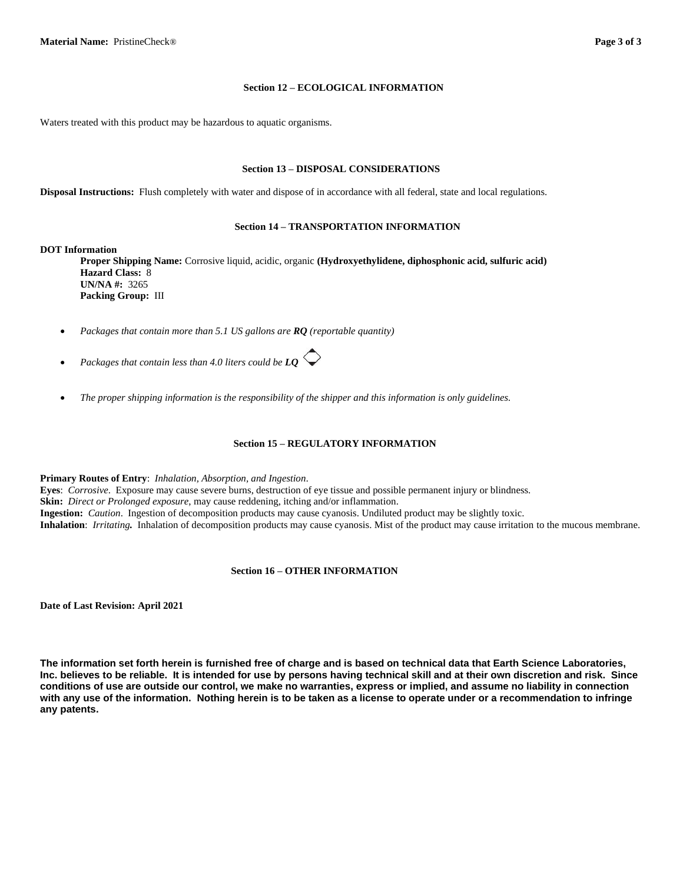## Section 12 – ECOLOGICAL INFORMATION

Waters treated with this product may be hazardous to aquatic organisms.

## Section 13 – DISPOSAL CONSIDERATIONS

**Disposal Instructions:** Flush completely with water and dispose of in accordance with all federal, state and local regulations.

## Section 14 – TRANSPORTATION INFORMATION

**DOT Information**

**Proper Shipping Name:** Corrosive liquid, acidic, organic **(Hydroxyethylidene, diphosphonic acid, sulfuric acid)**
**Hazard Class:** 8
**UN/NA #:** 3265
**Packing Group:** III

- *Packages that contain more than 5.1 US gallons are **RQ** (reportable quantity)*
- *Packages that contain less than 4.0 liters could be **LQ***
- *The proper shipping information is the responsibility of the shipper and this information is only guidelines.*

## Section 15 – REGULATORY INFORMATION

**Primary Routes of Entry**: *Inhalation, Absorption, and Ingestion*.
**Eyes**: *Corrosive*. Exposure may cause severe burns, destruction of eye tissue and possible permanent injury or blindness.
**Skin:** *Direct or Prolonged exposure,* may cause reddening, itching and/or inflammation.
**Ingestion:** *Caution*. Ingestion of decomposition products may cause cyanosis. Undiluted product may be slightly toxic.
**Inhalation**: *Irritating.* Inhalation of decomposition products may cause cyanosis. Mist of the product may cause irritation to the mucous membrane.

## Section 16 – OTHER INFORMATION

**Date of Last Revision: April 2021**

**The information set forth herein is furnished free of charge and is based on technical data that Earth Science Laboratories, Inc. believes to be reliable. It is intended for use by persons having technical skill and at their own discretion and risk. Since conditions of use are outside our control, we make no warranties, express or implied, and assume no liability in connection with any use of the information. Nothing herein is to be taken as a license to operate under or a recommendation to infringe any patents.**